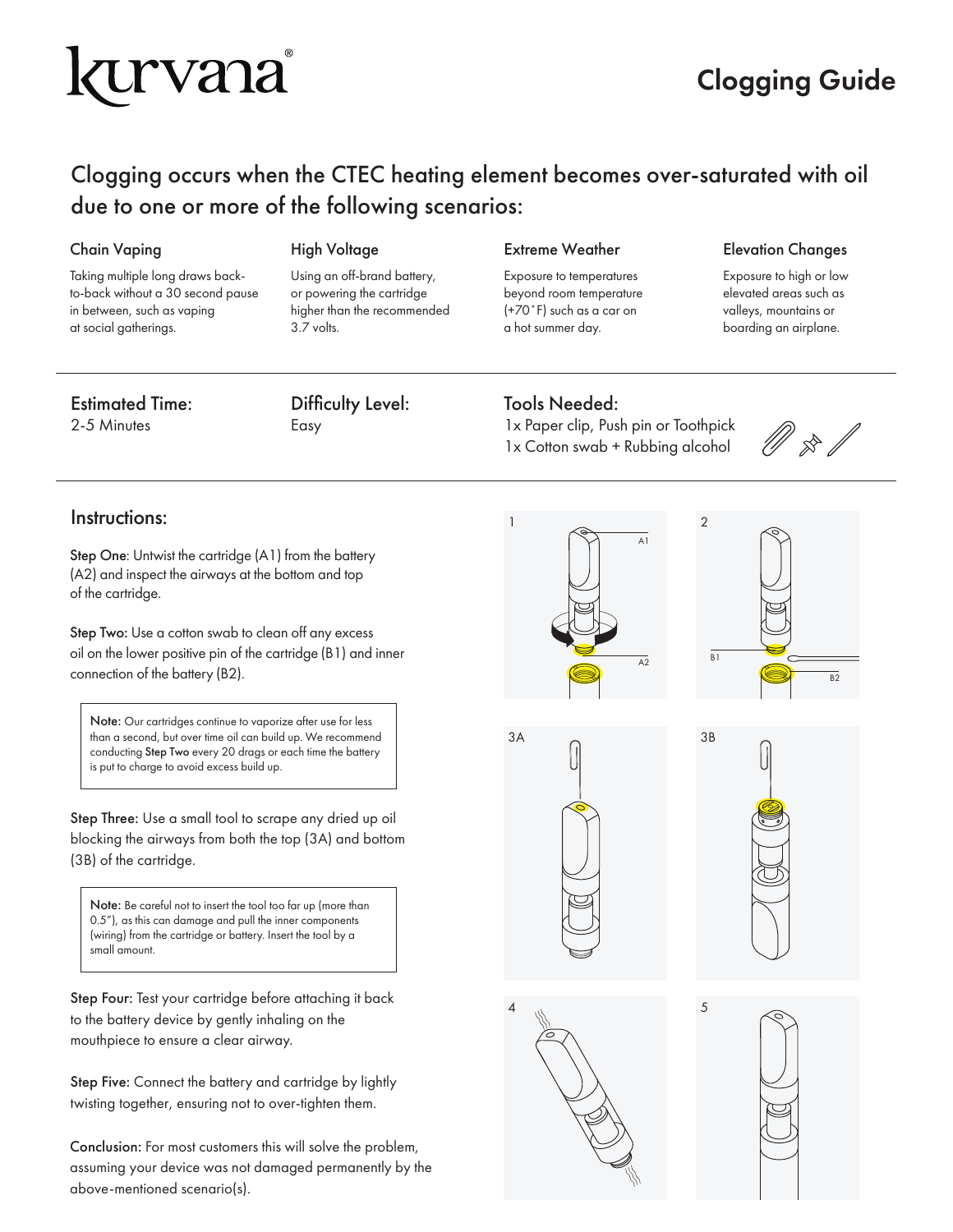# kurvana

## Clogging Guide

### Clogging occurs when the CTEC heating element becomes over-saturated with oil due to one or more of the following scenarios:

**Chain Vaping**

Taking multiple long draws back-to-back without a 30 second pause in between, such as vaping at social gatherings.

**High Voltage**

Using an off-brand battery, or powering the cartridge higher than the recommended 3.7 volts.

**Extreme Weather**

Exposure to temperatures beyond room temperature (+70˚F) such as a car on a hot summer day.

**Elevation Changes**

Exposure to high or low elevated areas such as valleys, mountains or boarding an airplane.

---

**Estimated Time:**
2-5 Minutes

**Difficulty Level:**
Easy

**Tools Needed:**
1x Paper clip, Push pin or Toothpick
1x Cotton swab + Rubbing alcohol

---

### Instructions:

**Step One**: Untwist the cartridge (A1) from the battery (A2) and inspect the airways at the bottom and top of the cartridge.

**Step Two:** Use a cotton swab to clean off any excess oil on the lower positive pin of the cartridge (B1) and inner connection of the battery (B2).

> **Note:** Our cartridges continue to vaporize after use for less than a second, but over time oil can build up. We recommend conducting **Step Two** every 20 drags or each time the battery is put to charge to avoid excess build up.

**Step Three:** Use a small tool to scrape any dried up oil blocking the airways from both the top (3A) and bottom (3B) of the cartridge.

> **Note:** Be careful not to insert the tool too far up (more than 0.5"), as this can damage and pull the inner components (wiring) from the cartridge or battery. Insert the tool by a small amount.

**Step Four:** Test your cartridge before attaching it back to the battery device by gently inhaling on the mouthpiece to ensure a clear airway.

**Step Five:** Connect the battery and cartridge by lightly twisting together, ensuring not to over-tighten them.

**Conclusion:** For most customers this will solve the problem, assuming your device was not damaged permanently by the above-mentioned scenario(s).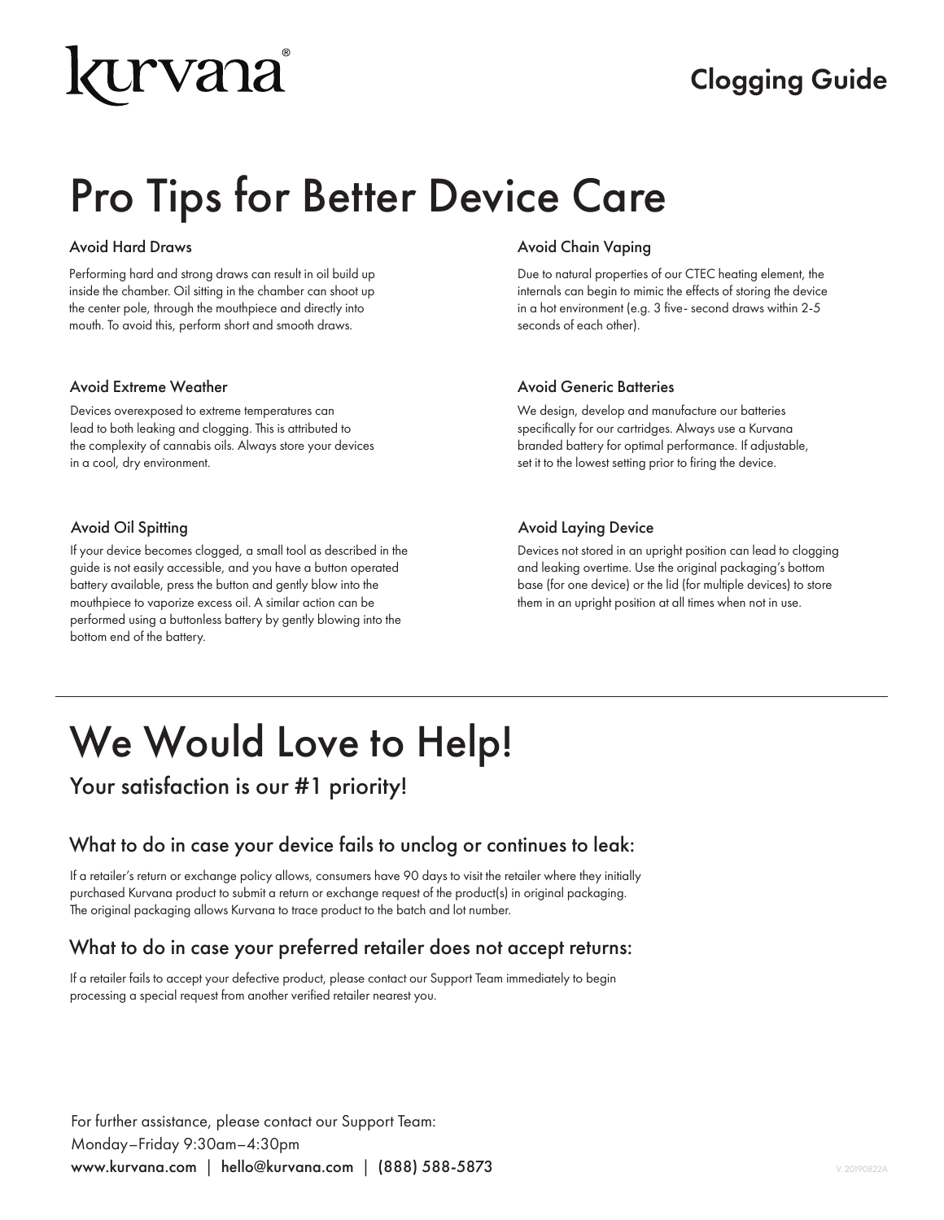kurvana®

Clogging Guide

# Pro Tips for Better Device Care

### Avoid Hard Draws

Performing hard and strong draws can result in oil build up inside the chamber. Oil sitting in the chamber can shoot up the center pole, through the mouthpiece and directly into mouth. To avoid this, perform short and smooth draws.

### Avoid Extreme Weather

Devices overexposed to extreme temperatures can lead to both leaking and clogging. This is attributed to the complexity of cannabis oils. Always store your devices in a cool, dry environment.

### Avoid Oil Spitting

If your device becomes clogged, a small tool as described in the guide is not easily accessible, and you have a button operated battery available, press the button and gently blow into the mouthpiece to vaporize excess oil. A similar action can be performed using a buttonless battery by gently blowing into the bottom end of the battery.

### Avoid Chain Vaping

Due to natural properties of our CTEC heating element, the internals can begin to mimic the effects of storing the device in a hot environment (e.g. 3 five- second draws within 2-5 seconds of each other).

### Avoid Generic Batteries

We design, develop and manufacture our batteries specifically for our cartridges. Always use a Kurvana branded battery for optimal performance. If adjustable, set it to the lowest setting prior to firing the device.

### Avoid Laying Device

Devices not stored in an upright position can lead to clogging and leaking overtime. Use the original packaging's bottom base (for one device) or the lid (for multiple devices) to store them in an upright position at all times when not in use.

---

# We Would Love to Help!

## Your satisfaction is our #1 priority!

### What to do in case your device fails to unclog or continues to leak:

If a retailer's return or exchange policy allows, consumers have 90 days to visit the retailer where they initially purchased Kurvana product to submit a return or exchange request of the product(s) in original packaging. The original packaging allows Kurvana to trace product to the batch and lot number.

### What to do in case your preferred retailer does not accept returns:

If a retailer fails to accept your defective product, please contact our Support Team immediately to begin processing a special request from another verified retailer nearest you.

For further assistance, please contact our Support Team:
Monday–Friday 9:30am–4:30pm
**www.kurvana.com | hello@kurvana.com | (888) 588-5873**

V. 20190822A